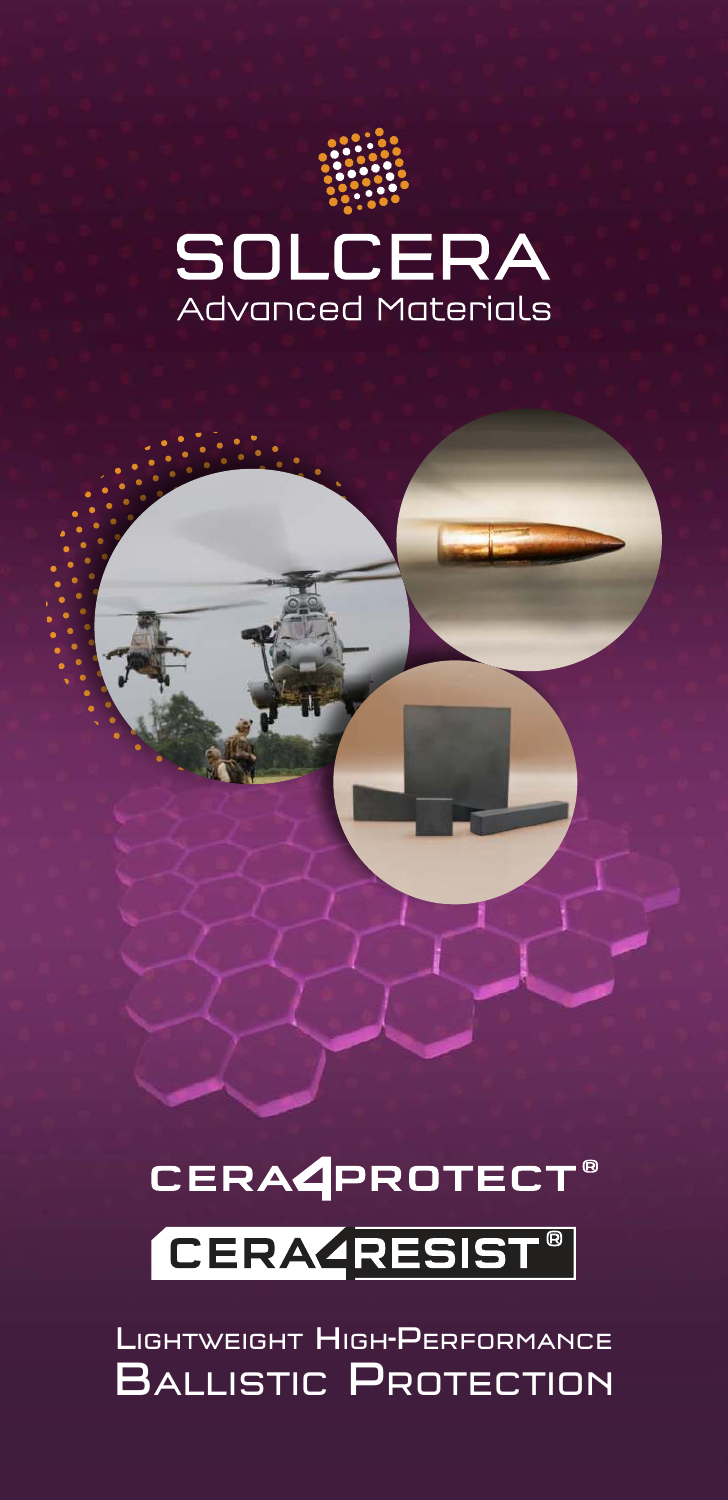# SOLCERA
Advanced Materials

CERA4PROTECT®

CERA4RESIST®

## Lightweight High-Performance Ballistic Protection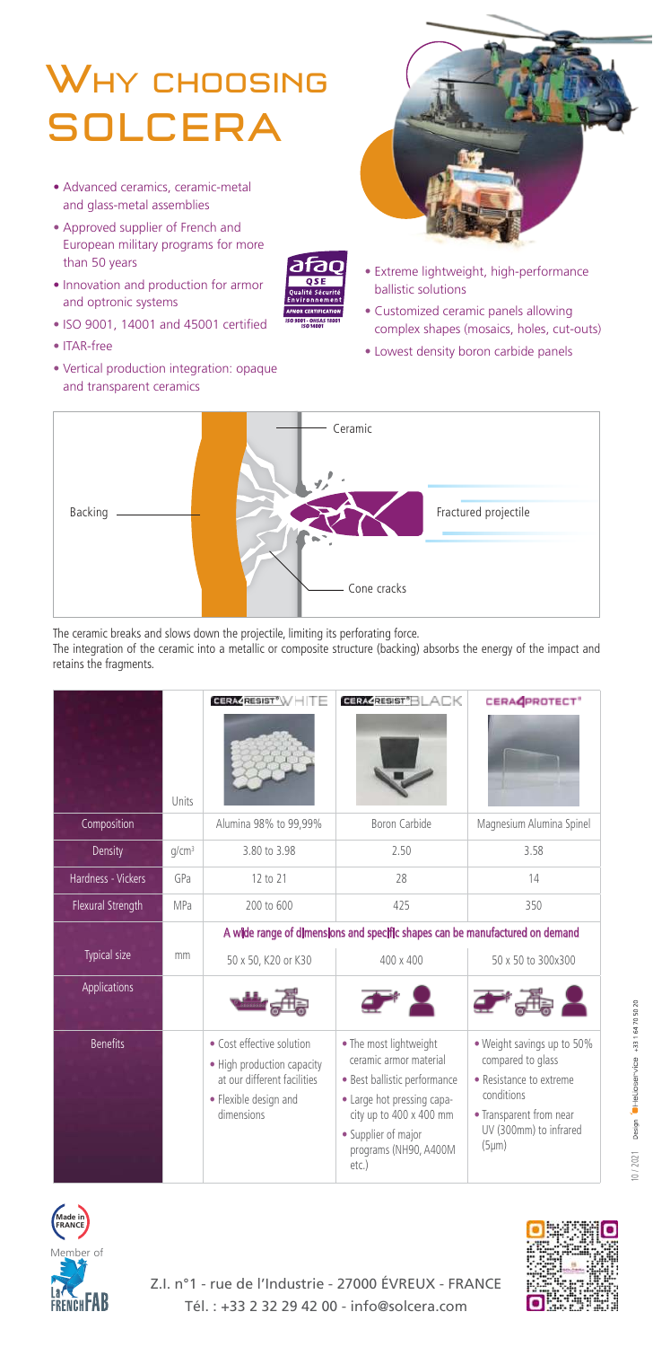# WHY CHOOSING SOLCERA

- Advanced ceramics, ceramic-metal and glass-metal assemblies
- Approved supplier of French and European military programs for more than 50 years
- Innovation and production for armor and optronic systems
- ISO 9001, 14001 and 45001 certified
- ITAR-free
- Vertical production integration: opaque and transparent ceramics

afaq QSE Qualité Sécurité Environnement AFNOR CERTIFICATION ISO 9001 - OHSAS 18001 ISO 14001

- Extreme lightweight, high-performance ballistic solutions
- Customized ceramic panels allowing complex shapes (mosaics, holes, cut-outs)
- Lowest density boron carbide panels

Ceramic
Backing
Fractured projectile
Cone cracks

The ceramic breaks and slows down the projectile, limiting its perforating force.
The integration of the ceramic into a metallic or composite structure (backing) absorbs the energy of the impact and retains the fragments.

| | Units | CERA4RESIST® WHITE | CERA4RESIST® BLACK | CERA4PROTECT® |
|---|---|---|---|---|
| Composition | | Alumina 98% to 99,99% | Boron Carbide | Magnesium Alumina Spinel |
| Density | g/cm³ | 3.80 to 3.98 | 2.50 | 3.58 |
| Hardness - Vickers | GPa | 12 to 21 | 28 | 14 |
| Flexural Strength | MPa | 200 to 600 | 425 | 350 |
| | | A wide range of dimensions and specific shapes can be manufactured on demand | | |
| Typical size | mm | 50 x 50, K20 or K30 | 400 x 400 | 50 x 50 to 300x300 |
| Applications | | | | |
| Benefits | | • Cost effective solution<br>• High production capacity at our different facilities<br>• Flexible design and dimensions | • The most lightweight ceramic armor material<br>• Best ballistic performance<br>• Large hot pressing capacity up to 400 x 400 mm<br>• Supplier of major programs (NH90, A400M etc.) | • Weight savings up to 50% compared to glass<br>• Resistance to extreme conditions<br>• Transparent from near UV (300mm) to infrared (5µm) |

Made in FRANCE

Member of La FRENCH FAB

Z.I. n°1 - rue de l'Industrie - 27000 ÉVREUX - FRANCE
Tél. : +33 2 32 29 42 00 - info@solcera.com